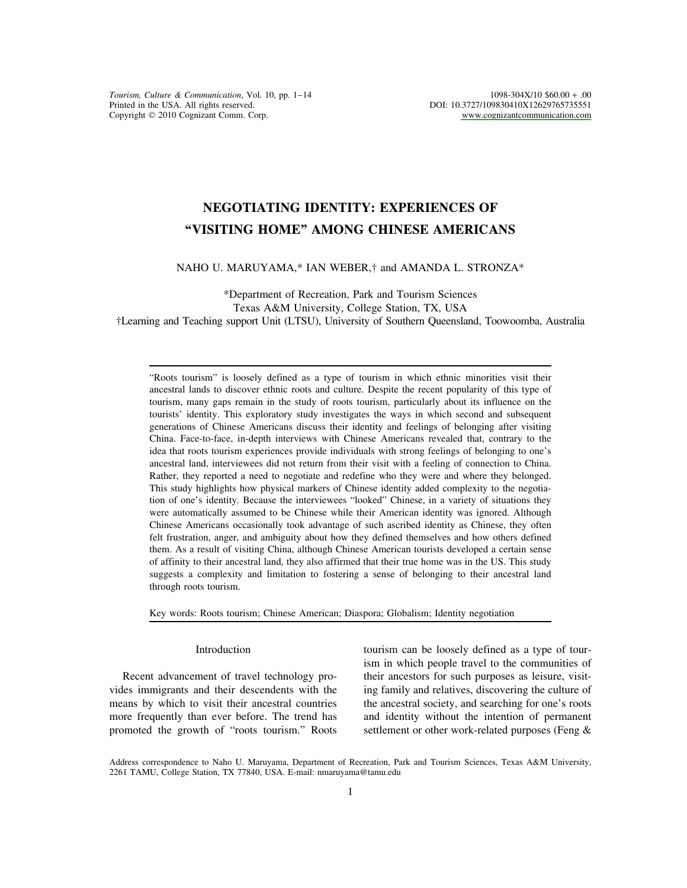# NEGOTIATING IDENTITY: EXPERIENCES OF "VISITING HOME" AMONG CHINESE AMERICANS

NAHO U. MARUYAMA,* IAN WEBER,† and AMANDA L. STRONZA*

*Department of Recreation, Park and Tourism Sciences
Texas A&M University, College Station, TX, USA
†Learning and Teaching support Unit (LTSU), University of Southern Queensland, Toowoomba, Australia

"Roots tourism" is loosely defined as a type of tourism in which ethnic minorities visit their ancestral lands to discover ethnic roots and culture. Despite the recent popularity of this type of tourism, many gaps remain in the study of roots tourism, particularly about its influence on the tourists' identity. This exploratory study investigates the ways in which second and subsequent generations of Chinese Americans discuss their identity and feelings of belonging after visiting China. Face-to-face, in-depth interviews with Chinese Americans revealed that, contrary to the idea that roots tourism experiences provide individuals with strong feelings of belonging to one's ancestral land, interviewees did not return from their visit with a feeling of connection to China. Rather, they reported a need to negotiate and redefine who they were and where they belonged. This study highlights how physical markers of Chinese identity added complexity to the negotiation of one's identity. Because the interviewees "looked" Chinese, in a variety of situations they were automatically assumed to be Chinese while their American identity was ignored. Although Chinese Americans occasionally took advantage of such ascribed identity as Chinese, they often felt frustration, anger, and ambiguity about how they defined themselves and how others defined them. As a result of visiting China, although Chinese American tourists developed a certain sense of affinity to their ancestral land, they also affirmed that their true home was in the US. This study suggests a complexity and limitation to fostering a sense of belonging to their ancestral land through roots tourism.

Key words: Roots tourism; Chinese American; Diaspora; Globalism; Identity negotiation

## Introduction

Recent advancement of travel technology provides immigrants and their descendents with the means by which to visit their ancestral countries more frequently than ever before. The trend has promoted the growth of "roots tourism." Roots tourism can be loosely defined as a type of tourism in which people travel to the communities of their ancestors for such purposes as leisure, visiting family and relatives, discovering the culture of the ancestral society, and searching for one's roots and identity without the intention of permanent settlement or other work-related purposes (Feng &

Address correspondence to Naho U. Maruyama, Department of Recreation, Park and Tourism Sciences, Texas A&M University, 2261 TAMU, College Station, TX 77840, USA. E-mail: nmaruyama@tamu.edu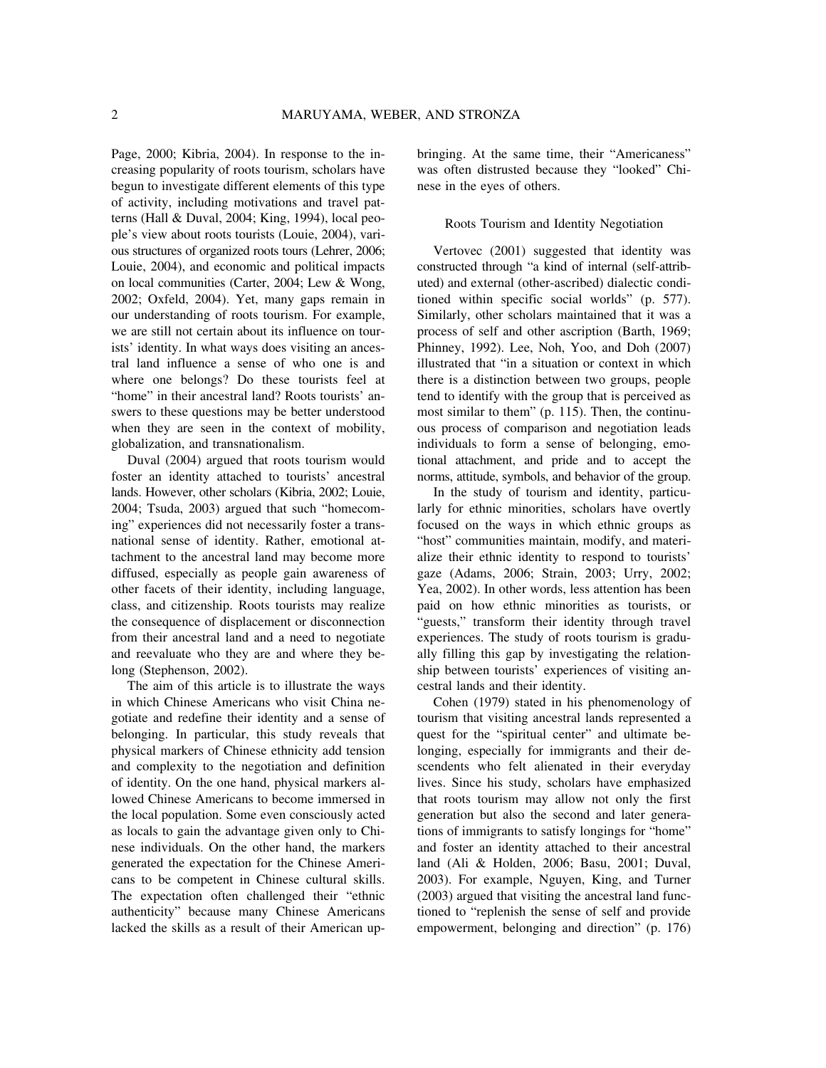Page, 2000; Kibria, 2004). In response to the increasing popularity of roots tourism, scholars have begun to investigate different elements of this type of activity, including motivations and travel patterns (Hall & Duval, 2004; King, 1994), local people's view about roots tourists (Louie, 2004), various structures of organized roots tours (Lehrer, 2006; Louie, 2004), and economic and political impacts on local communities (Carter, 2004; Lew & Wong, 2002; Oxfeld, 2004). Yet, many gaps remain in our understanding of roots tourism. For example, we are still not certain about its influence on tourists' identity. In what ways does visiting an ancestral land influence a sense of who one is and where one belongs? Do these tourists feel at "home" in their ancestral land? Roots tourists' answers to these questions may be better understood when they are seen in the context of mobility, globalization, and transnationalism.

Duval (2004) argued that roots tourism would foster an identity attached to tourists' ancestral lands. However, other scholars (Kibria, 2002; Louie, 2004; Tsuda, 2003) argued that such "homecoming" experiences did not necessarily foster a transnational sense of identity. Rather, emotional attachment to the ancestral land may become more diffused, especially as people gain awareness of other facets of their identity, including language, class, and citizenship. Roots tourists may realize the consequence of displacement or disconnection from their ancestral land and a need to negotiate and reevaluate who they are and where they belong (Stephenson, 2002).

The aim of this article is to illustrate the ways in which Chinese Americans who visit China negotiate and redefine their identity and a sense of belonging. In particular, this study reveals that physical markers of Chinese ethnicity add tension and complexity to the negotiation and definition of identity. On the one hand, physical markers allowed Chinese Americans to become immersed in the local population. Some even consciously acted as locals to gain the advantage given only to Chinese individuals. On the other hand, the markers generated the expectation for the Chinese Americans to be competent in Chinese cultural skills. The expectation often challenged their "ethnic authenticity" because many Chinese Americans lacked the skills as a result of their American upbringing. At the same time, their "Americaness" was often distrusted because they "looked" Chinese in the eyes of others.

## Roots Tourism and Identity Negotiation

Vertovec (2001) suggested that identity was constructed through "a kind of internal (self-attributed) and external (other-ascribed) dialectic conditioned within specific social worlds" (p. 577). Similarly, other scholars maintained that it was a process of self and other ascription (Barth, 1969; Phinney, 1992). Lee, Noh, Yoo, and Doh (2007) illustrated that "in a situation or context in which there is a distinction between two groups, people tend to identify with the group that is perceived as most similar to them" (p. 115). Then, the continuous process of comparison and negotiation leads individuals to form a sense of belonging, emotional attachment, and pride and to accept the norms, attitude, symbols, and behavior of the group.

In the study of tourism and identity, particularly for ethnic minorities, scholars have overtly focused on the ways in which ethnic groups as "host" communities maintain, modify, and materialize their ethnic identity to respond to tourists' gaze (Adams, 2006; Strain, 2003; Urry, 2002; Yea, 2002). In other words, less attention has been paid on how ethnic minorities as tourists, or "guests," transform their identity through travel experiences. The study of roots tourism is gradually filling this gap by investigating the relationship between tourists' experiences of visiting ancestral lands and their identity.

Cohen (1979) stated in his phenomenology of tourism that visiting ancestral lands represented a quest for the "spiritual center" and ultimate belonging, especially for immigrants and their descendents who felt alienated in their everyday lives. Since his study, scholars have emphasized that roots tourism may allow not only the first generation but also the second and later generations of immigrants to satisfy longings for "home" and foster an identity attached to their ancestral land (Ali & Holden, 2006; Basu, 2001; Duval, 2003). For example, Nguyen, King, and Turner (2003) argued that visiting the ancestral land functioned to "replenish the sense of self and provide empowerment, belonging and direction" (p. 176)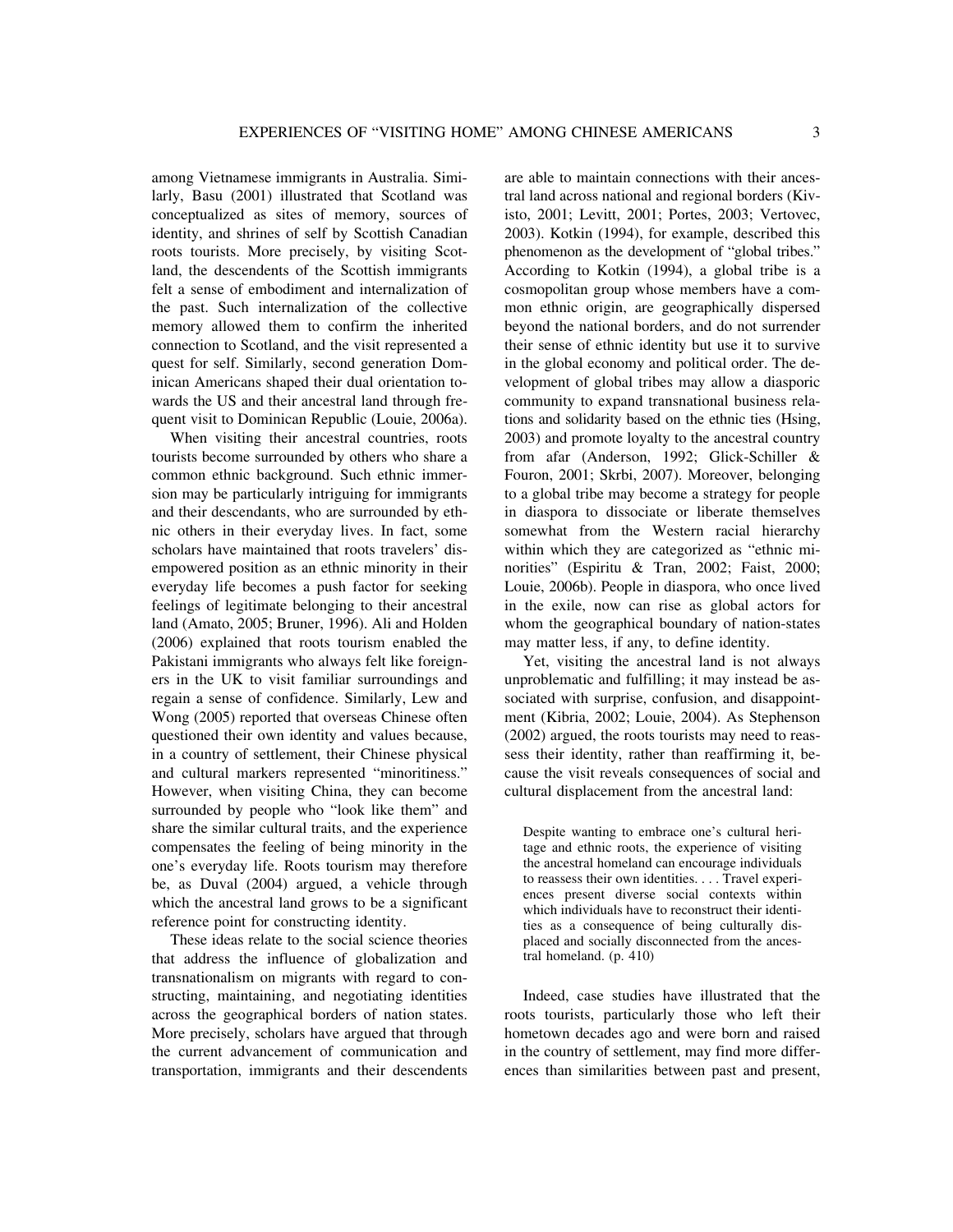among Vietnamese immigrants in Australia. Similarly, Basu (2001) illustrated that Scotland was conceptualized as sites of memory, sources of identity, and shrines of self by Scottish Canadian roots tourists. More precisely, by visiting Scotland, the descendents of the Scottish immigrants felt a sense of embodiment and internalization of the past. Such internalization of the collective memory allowed them to confirm the inherited connection to Scotland, and the visit represented a quest for self. Similarly, second generation Dominican Americans shaped their dual orientation towards the US and their ancestral land through frequent visit to Dominican Republic (Louie, 2006a).

When visiting their ancestral countries, roots tourists become surrounded by others who share a common ethnic background. Such ethnic immersion may be particularly intriguing for immigrants and their descendants, who are surrounded by ethnic others in their everyday lives. In fact, some scholars have maintained that roots travelers' disempowered position as an ethnic minority in their everyday life becomes a push factor for seeking feelings of legitimate belonging to their ancestral land (Amato, 2005; Bruner, 1996). Ali and Holden (2006) explained that roots tourism enabled the Pakistani immigrants who always felt like foreigners in the UK to visit familiar surroundings and regain a sense of confidence. Similarly, Lew and Wong (2005) reported that overseas Chinese often questioned their own identity and values because, in a country of settlement, their Chinese physical and cultural markers represented "minoritiness." However, when visiting China, they can become surrounded by people who "look like them" and share the similar cultural traits, and the experience compensates the feeling of being minority in the one's everyday life. Roots tourism may therefore be, as Duval (2004) argued, a vehicle through which the ancestral land grows to be a significant reference point for constructing identity.

These ideas relate to the social science theories that address the influence of globalization and transnationalism on migrants with regard to constructing, maintaining, and negotiating identities across the geographical borders of nation states. More precisely, scholars have argued that through the current advancement of communication and transportation, immigrants and their descendents are able to maintain connections with their ancestral land across national and regional borders (Kivisto, 2001; Levitt, 2001; Portes, 2003; Vertovec, 2003). Kotkin (1994), for example, described this phenomenon as the development of "global tribes." According to Kotkin (1994), a global tribe is a cosmopolitan group whose members have a common ethnic origin, are geographically dispersed beyond the national borders, and do not surrender their sense of ethnic identity but use it to survive in the global economy and political order. The development of global tribes may allow a diasporic community to expand transnational business relations and solidarity based on the ethnic ties (Hsing, 2003) and promote loyalty to the ancestral country from afar (Anderson, 1992; Glick-Schiller & Fouron, 2001; Skrbi, 2007). Moreover, belonging to a global tribe may become a strategy for people in diaspora to dissociate or liberate themselves somewhat from the Western racial hierarchy within which they are categorized as "ethnic minorities" (Espiritu & Tran, 2002; Faist, 2000; Louie, 2006b). People in diaspora, who once lived in the exile, now can rise as global actors for whom the geographical boundary of nation-states may matter less, if any, to define identity.

Yet, visiting the ancestral land is not always unproblematic and fulfilling; it may instead be associated with surprise, confusion, and disappointment (Kibria, 2002; Louie, 2004). As Stephenson (2002) argued, the roots tourists may need to reassess their identity, rather than reaffirming it, because the visit reveals consequences of social and cultural displacement from the ancestral land:

> Despite wanting to embrace one's cultural heritage and ethnic roots, the experience of visiting the ancestral homeland can encourage individuals to reassess their own identities. . . . Travel experiences present diverse social contexts within which individuals have to reconstruct their identities as a consequence of being culturally displaced and socially disconnected from the ancestral homeland. (p. 410)

Indeed, case studies have illustrated that the roots tourists, particularly those who left their hometown decades ago and were born and raised in the country of settlement, may find more differences than similarities between past and present,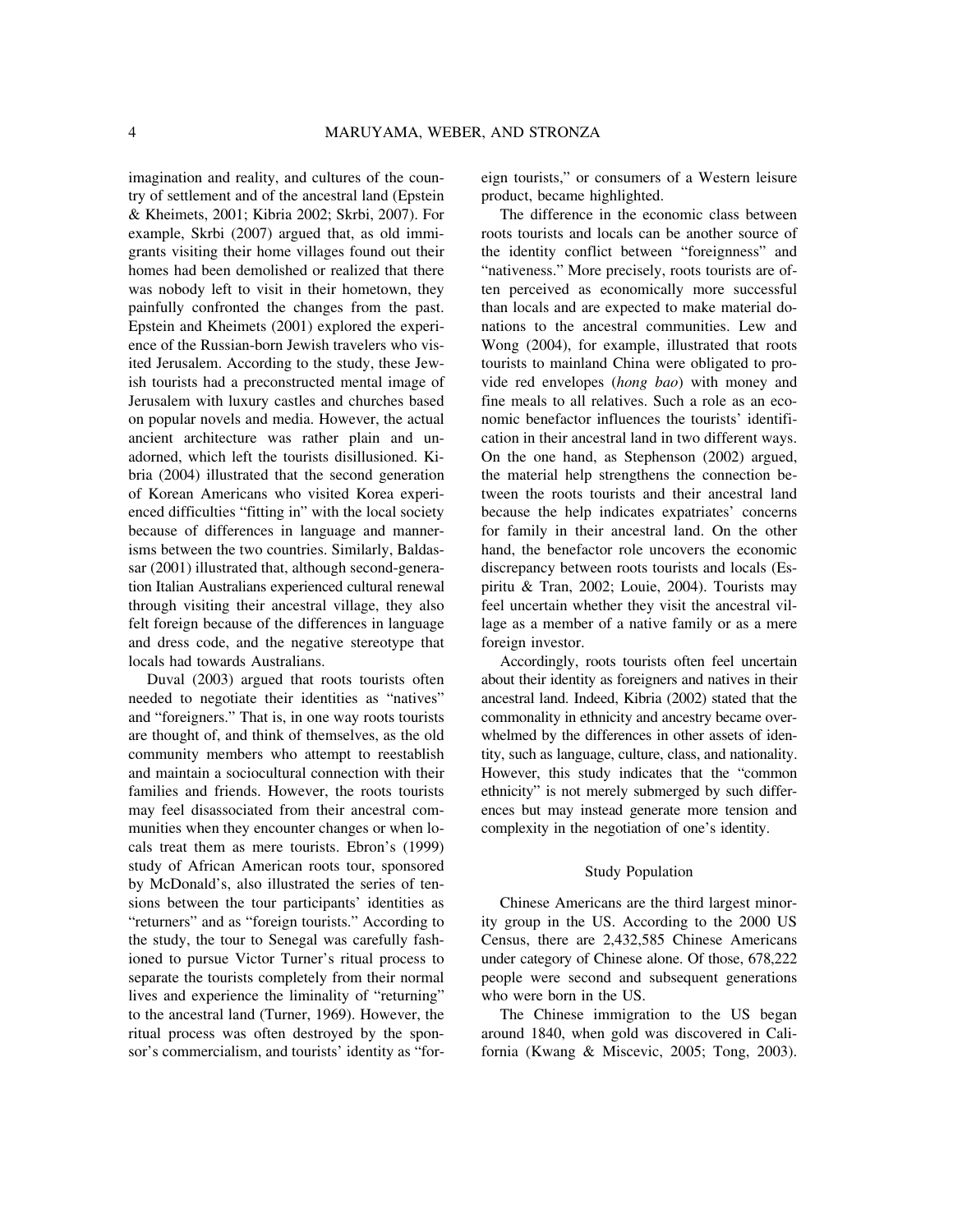imagination and reality, and cultures of the country of settlement and of the ancestral land (Epstein & Kheimets, 2001; Kibria 2002; Skrbi, 2007). For example, Skrbi (2007) argued that, as old immigrants visiting their home villages found out their homes had been demolished or realized that there was nobody left to visit in their hometown, they painfully confronted the changes from the past. Epstein and Kheimets (2001) explored the experience of the Russian-born Jewish travelers who visited Jerusalem. According to the study, these Jewish tourists had a preconstructed mental image of Jerusalem with luxury castles and churches based on popular novels and media. However, the actual ancient architecture was rather plain and unadorned, which left the tourists disillusioned. Kibria (2004) illustrated that the second generation of Korean Americans who visited Korea experienced difficulties "fitting in" with the local society because of differences in language and mannerisms between the two countries. Similarly, Baldassar (2001) illustrated that, although second-generation Italian Australians experienced cultural renewal through visiting their ancestral village, they also felt foreign because of the differences in language and dress code, and the negative stereotype that locals had towards Australians.

Duval (2003) argued that roots tourists often needed to negotiate their identities as "natives" and "foreigners." That is, in one way roots tourists are thought of, and think of themselves, as the old community members who attempt to reestablish and maintain a sociocultural connection with their families and friends. However, the roots tourists may feel disassociated from their ancestral communities when they encounter changes or when locals treat them as mere tourists. Ebron's (1999) study of African American roots tour, sponsored by McDonald's, also illustrated the series of tensions between the tour participants' identities as "returners" and as "foreign tourists." According to the study, the tour to Senegal was carefully fashioned to pursue Victor Turner's ritual process to separate the tourists completely from their normal lives and experience the liminality of "returning" to the ancestral land (Turner, 1969). However, the ritual process was often destroyed by the sponsor's commercialism, and tourists' identity as "foreign tourists," or consumers of a Western leisure product, became highlighted.

The difference in the economic class between roots tourists and locals can be another source of the identity conflict between "foreignness" and "nativeness." More precisely, roots tourists are often perceived as economically more successful than locals and are expected to make material donations to the ancestral communities. Lew and Wong (2004), for example, illustrated that roots tourists to mainland China were obligated to provide red envelopes (*hong bao*) with money and fine meals to all relatives. Such a role as an economic benefactor influences the tourists' identification in their ancestral land in two different ways. On the one hand, as Stephenson (2002) argued, the material help strengthens the connection between the roots tourists and their ancestral land because the help indicates expatriates' concerns for family in their ancestral land. On the other hand, the benefactor role uncovers the economic discrepancy between roots tourists and locals (Espiritu & Tran, 2002; Louie, 2004). Tourists may feel uncertain whether they visit the ancestral village as a member of a native family or as a mere foreign investor.

Accordingly, roots tourists often feel uncertain about their identity as foreigners and natives in their ancestral land. Indeed, Kibria (2002) stated that the commonality in ethnicity and ancestry became overwhelmed by the differences in other assets of identity, such as language, culture, class, and nationality. However, this study indicates that the "common ethnicity" is not merely submerged by such differences but may instead generate more tension and complexity in the negotiation of one's identity.

## Study Population

Chinese Americans are the third largest minority group in the US. According to the 2000 US Census, there are 2,432,585 Chinese Americans under category of Chinese alone. Of those, 678,222 people were second and subsequent generations who were born in the US.

The Chinese immigration to the US began around 1840, when gold was discovered in California (Kwang & Miscevic, 2005; Tong, 2003).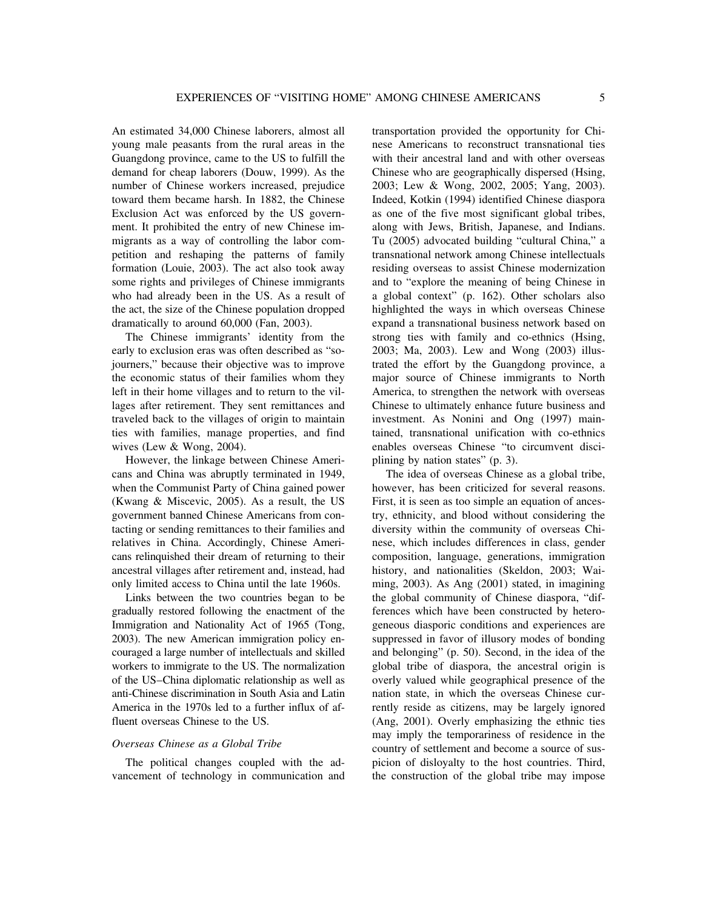An estimated 34,000 Chinese laborers, almost all young male peasants from the rural areas in the Guangdong province, came to the US to fulfill the demand for cheap laborers (Douw, 1999). As the number of Chinese workers increased, prejudice toward them became harsh. In 1882, the Chinese Exclusion Act was enforced by the US government. It prohibited the entry of new Chinese immigrants as a way of controlling the labor competition and reshaping the patterns of family formation (Louie, 2003). The act also took away some rights and privileges of Chinese immigrants who had already been in the US. As a result of the act, the size of the Chinese population dropped dramatically to around 60,000 (Fan, 2003).

The Chinese immigrants' identity from the early to exclusion eras was often described as "sojourners," because their objective was to improve the economic status of their families whom they left in their home villages and to return to the villages after retirement. They sent remittances and traveled back to the villages of origin to maintain ties with families, manage properties, and find wives (Lew & Wong, 2004).

However, the linkage between Chinese Americans and China was abruptly terminated in 1949, when the Communist Party of China gained power (Kwang & Miscevic, 2005). As a result, the US government banned Chinese Americans from contacting or sending remittances to their families and relatives in China. Accordingly, Chinese Americans relinquished their dream of returning to their ancestral villages after retirement and, instead, had only limited access to China until the late 1960s.

Links between the two countries began to be gradually restored following the enactment of the Immigration and Nationality Act of 1965 (Tong, 2003). The new American immigration policy encouraged a large number of intellectuals and skilled workers to immigrate to the US. The normalization of the US–China diplomatic relationship as well as anti-Chinese discrimination in South Asia and Latin America in the 1970s led to a further influx of affluent overseas Chinese to the US.

### *Overseas Chinese as a Global Tribe*

The political changes coupled with the advancement of technology in communication and transportation provided the opportunity for Chinese Americans to reconstruct transnational ties with their ancestral land and with other overseas Chinese who are geographically dispersed (Hsing, 2003; Lew & Wong, 2002, 2005; Yang, 2003). Indeed, Kotkin (1994) identified Chinese diaspora as one of the five most significant global tribes, along with Jews, British, Japanese, and Indians. Tu (2005) advocated building "cultural China," a transnational network among Chinese intellectuals residing overseas to assist Chinese modernization and to "explore the meaning of being Chinese in a global context" (p. 162). Other scholars also highlighted the ways in which overseas Chinese expand a transnational business network based on strong ties with family and co-ethnics (Hsing, 2003; Ma, 2003). Lew and Wong (2003) illustrated the effort by the Guangdong province, a major source of Chinese immigrants to North America, to strengthen the network with overseas Chinese to ultimately enhance future business and investment. As Nonini and Ong (1997) maintained, transnational unification with co-ethnics enables overseas Chinese "to circumvent disciplining by nation states" (p. 3).

The idea of overseas Chinese as a global tribe, however, has been criticized for several reasons. First, it is seen as too simple an equation of ancestry, ethnicity, and blood without considering the diversity within the community of overseas Chinese, which includes differences in class, gender composition, language, generations, immigration history, and nationalities (Skeldon, 2003; Wai-ming, 2003). As Ang (2001) stated, in imagining the global community of Chinese diaspora, "differences which have been constructed by heterogeneous diasporic conditions and experiences are suppressed in favor of illusory modes of bonding and belonging" (p. 50). Second, in the idea of the global tribe of diaspora, the ancestral origin is overly valued while geographical presence of the nation state, in which the overseas Chinese currently reside as citizens, may be largely ignored (Ang, 2001). Overly emphasizing the ethnic ties may imply the temporariness of residence in the country of settlement and become a source of suspicion of disloyalty to the host countries. Third, the construction of the global tribe may impose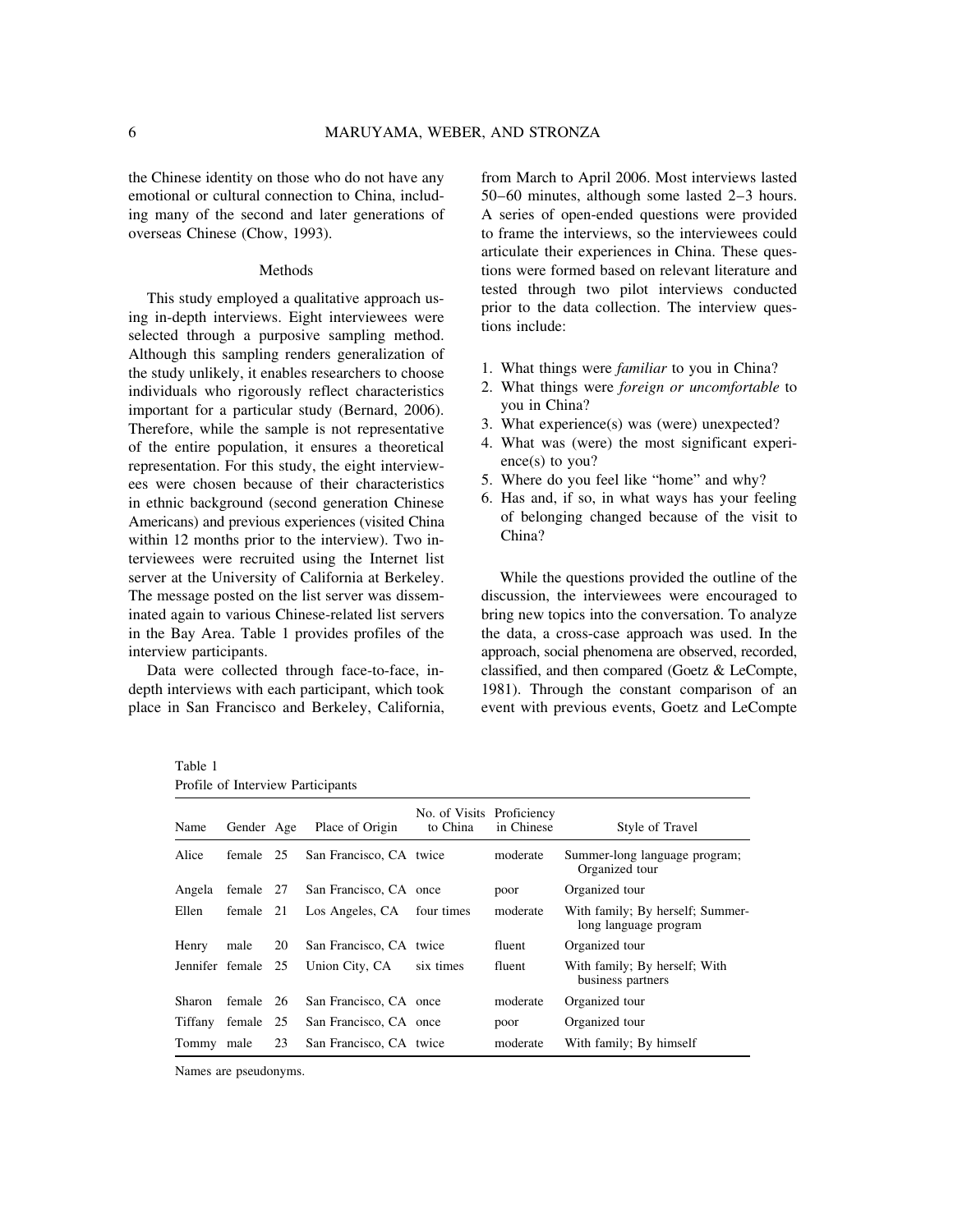the Chinese identity on those who do not have any emotional or cultural connection to China, including many of the second and later generations of overseas Chinese (Chow, 1993).

## Methods

This study employed a qualitative approach using in-depth interviews. Eight interviewees were selected through a purposive sampling method. Although this sampling renders generalization of the study unlikely, it enables researchers to choose individuals who rigorously reflect characteristics important for a particular study (Bernard, 2006). Therefore, while the sample is not representative of the entire population, it ensures a theoretical representation. For this study, the eight interviewees were chosen because of their characteristics in ethnic background (second generation Chinese Americans) and previous experiences (visited China within 12 months prior to the interview). Two interviewees were recruited using the Internet list server at the University of California at Berkeley. The message posted on the list server was disseminated again to various Chinese-related list servers in the Bay Area. Table 1 provides profiles of the interview participants.

Data were collected through face-to-face, in-depth interviews with each participant, which took place in San Francisco and Berkeley, California, from March to April 2006. Most interviews lasted 50–60 minutes, although some lasted 2–3 hours. A series of open-ended questions were provided to frame the interviews, so the interviewees could articulate their experiences in China. These questions were formed based on relevant literature and tested through two pilot interviews conducted prior to the data collection. The interview questions include:

1. What things were *familiar* to you in China?
2. What things were *foreign or uncomfortable* to you in China?
3. What experience(s) was (were) unexpected?
4. What was (were) the most significant experience(s) to you?
5. Where do you feel like "home" and why?
6. Has and, if so, in what ways has your feeling of belonging changed because of the visit to China?

While the questions provided the outline of the discussion, the interviewees were encouraged to bring new topics into the conversation. To analyze the data, a cross-case approach was used. In the approach, social phenomena are observed, recorded, classified, and then compared (Goetz & LeCompte, 1981). Through the constant comparison of an event with previous events, Goetz and LeCompte

Table 1
Profile of Interview Participants

| Name | Gender | Age | Place of Origin | No. of Visits to China | Proficiency in Chinese | Style of Travel |
|---|---|---|---|---|---|---|
| Alice | female | 25 | San Francisco, CA | twice | moderate | Summer-long language program; Organized tour |
| Angela | female | 27 | San Francisco, CA | once | poor | Organized tour |
| Ellen | female | 21 | Los Angeles, CA | four times | moderate | With family; By herself; Summer-long language program |
| Henry | male | 20 | San Francisco, CA | twice | fluent | Organized tour |
| Jennifer | female | 25 | Union City, CA | six times | fluent | With family; By herself; With business partners |
| Sharon | female | 26 | San Francisco, CA | once | moderate | Organized tour |
| Tiffany | female | 25 | San Francisco, CA | once | poor | Organized tour |
| Tommy | male | 23 | San Francisco, CA | twice | moderate | With family; By himself |

Names are pseudonyms.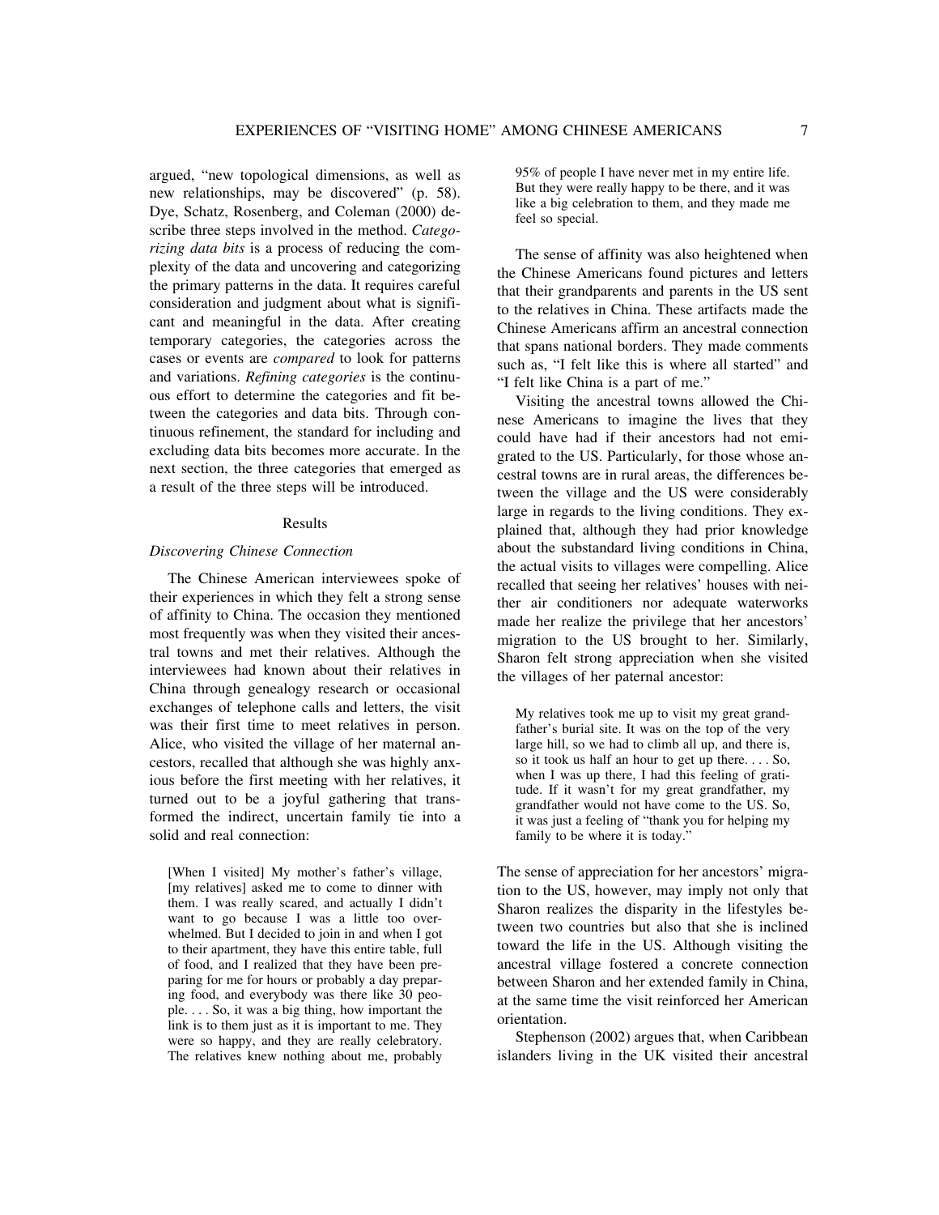argued, "new topological dimensions, as well as new relationships, may be discovered" (p. 58). Dye, Schatz, Rosenberg, and Coleman (2000) describe three steps involved in the method. *Categorizing data bits* is a process of reducing the complexity of the data and uncovering and categorizing the primary patterns in the data. It requires careful consideration and judgment about what is significant and meaningful in the data. After creating temporary categories, the categories across the cases or events are *compared* to look for patterns and variations. *Refining categories* is the continuous effort to determine the categories and fit between the categories and data bits. Through continuous refinement, the standard for including and excluding data bits becomes more accurate. In the next section, the three categories that emerged as a result of the three steps will be introduced.

## Results

### *Discovering Chinese Connection*

The Chinese American interviewees spoke of their experiences in which they felt a strong sense of affinity to China. The occasion they mentioned most frequently was when they visited their ancestral towns and met their relatives. Although the interviewees had known about their relatives in China through genealogy research or occasional exchanges of telephone calls and letters, the visit was their first time to meet relatives in person. Alice, who visited the village of her maternal ancestors, recalled that although she was highly anxious before the first meeting with her relatives, it turned out to be a joyful gathering that transformed the indirect, uncertain family tie into a solid and real connection:

> [When I visited] My mother's father's village, [my relatives] asked me to come to dinner with them. I was really scared, and actually I didn't want to go because I was a little too overwhelmed. But I decided to join in and when I got to their apartment, they have this entire table, full of food, and I realized that they have been preparing for me for hours or probably a day preparing food, and everybody was there like 30 people. . . . So, it was a big thing, how important the link is to them just as it is important to me. They were so happy, and they are really celebratory. The relatives knew nothing about me, probably 95% of people I have never met in my entire life. But they were really happy to be there, and it was like a big celebration to them, and they made me feel so special.

The sense of affinity was also heightened when the Chinese Americans found pictures and letters that their grandparents and parents in the US sent to the relatives in China. These artifacts made the Chinese Americans affirm an ancestral connection that spans national borders. They made comments such as, "I felt like this is where all started" and "I felt like China is a part of me."

Visiting the ancestral towns allowed the Chinese Americans to imagine the lives that they could have had if their ancestors had not emigrated to the US. Particularly, for those whose ancestral towns are in rural areas, the differences between the village and the US were considerably large in regards to the living conditions. They explained that, although they had prior knowledge about the substandard living conditions in China, the actual visits to villages were compelling. Alice recalled that seeing her relatives' houses with neither air conditioners nor adequate waterworks made her realize the privilege that her ancestors' migration to the US brought to her. Similarly, Sharon felt strong appreciation when she visited the villages of her paternal ancestor:

> My relatives took me up to visit my great grandfather's burial site. It was on the top of the very large hill, so we had to climb all up, and there is, so it took us half an hour to get up there. . . . So, when I was up there, I had this feeling of gratitude. If it wasn't for my great grandfather, my grandfather would not have come to the US. So, it was just a feeling of "thank you for helping my family to be where it is today."

The sense of appreciation for her ancestors' migration to the US, however, may imply not only that Sharon realizes the disparity in the lifestyles between two countries but also that she is inclined toward the life in the US. Although visiting the ancestral village fostered a concrete connection between Sharon and her extended family in China, at the same time the visit reinforced her American orientation.

Stephenson (2002) argues that, when Caribbean islanders living in the UK visited their ancestral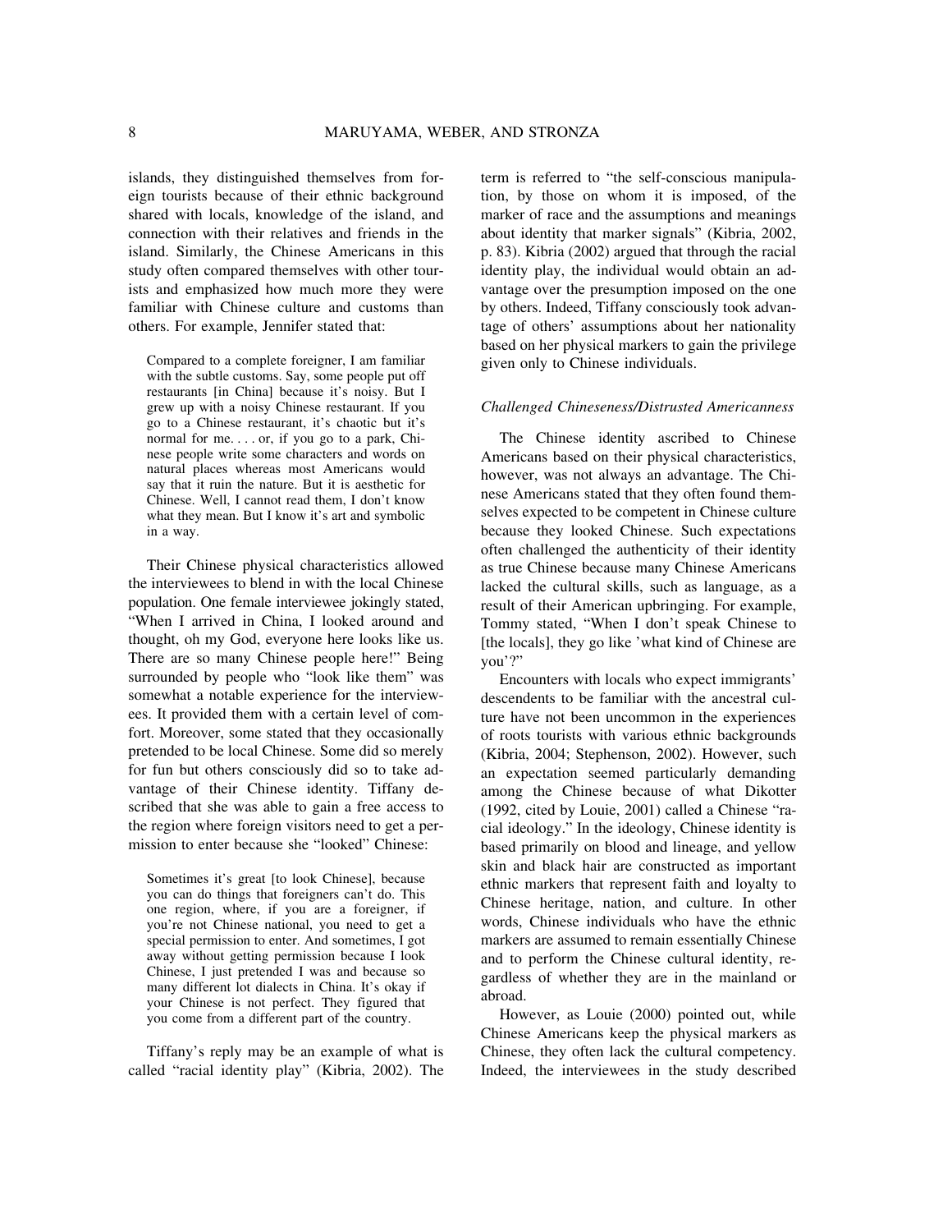islands, they distinguished themselves from foreign tourists because of their ethnic background shared with locals, knowledge of the island, and connection with their relatives and friends in the island. Similarly, the Chinese Americans in this study often compared themselves with other tourists and emphasized how much more they were familiar with Chinese culture and customs than others. For example, Jennifer stated that:

> Compared to a complete foreigner, I am familiar with the subtle customs. Say, some people put off restaurants [in China] because it's noisy. But I grew up with a noisy Chinese restaurant. If you go to a Chinese restaurant, it's chaotic but it's normal for me. . . . or, if you go to a park, Chinese people write some characters and words on natural places whereas most Americans would say that it ruin the nature. But it is aesthetic for Chinese. Well, I cannot read them, I don't know what they mean. But I know it's art and symbolic in a way.

Their Chinese physical characteristics allowed the interviewees to blend in with the local Chinese population. One female interviewee jokingly stated, "When I arrived in China, I looked around and thought, oh my God, everyone here looks like us. There are so many Chinese people here!" Being surrounded by people who "look like them" was somewhat a notable experience for the interviewees. It provided them with a certain level of comfort. Moreover, some stated that they occasionally pretended to be local Chinese. Some did so merely for fun but others consciously did so to take advantage of their Chinese identity. Tiffany described that she was able to gain a free access to the region where foreign visitors need to get a permission to enter because she "looked" Chinese:

> Sometimes it's great [to look Chinese], because you can do things that foreigners can't do. This one region, where, if you are a foreigner, if you're not Chinese national, you need to get a special permission to enter. And sometimes, I got away without getting permission because I look Chinese, I just pretended I was and because so many different lot dialects in China. It's okay if your Chinese is not perfect. They figured that you come from a different part of the country.

Tiffany's reply may be an example of what is called "racial identity play" (Kibria, 2002). The term is referred to "the self-conscious manipulation, by those on whom it is imposed, of the marker of race and the assumptions and meanings about identity that marker signals" (Kibria, 2002, p. 83). Kibria (2002) argued that through the racial identity play, the individual would obtain an advantage over the presumption imposed on the one by others. Indeed, Tiffany consciously took advantage of others' assumptions about her nationality based on her physical markers to gain the privilege given only to Chinese individuals.

### *Challenged Chineseness/Distrusted Americanness*

The Chinese identity ascribed to Chinese Americans based on their physical characteristics, however, was not always an advantage. The Chinese Americans stated that they often found themselves expected to be competent in Chinese culture because they looked Chinese. Such expectations often challenged the authenticity of their identity as true Chinese because many Chinese Americans lacked the cultural skills, such as language, as a result of their American upbringing. For example, Tommy stated, "When I don't speak Chinese to [the locals], they go like 'what kind of Chinese are you'?"

Encounters with locals who expect immigrants' descendents to be familiar with the ancestral culture have not been uncommon in the experiences of roots tourists with various ethnic backgrounds (Kibria, 2004; Stephenson, 2002). However, such an expectation seemed particularly demanding among the Chinese because of what Dikotter (1992, cited by Louie, 2001) called a Chinese "racial ideology." In the ideology, Chinese identity is based primarily on blood and lineage, and yellow skin and black hair are constructed as important ethnic markers that represent faith and loyalty to Chinese heritage, nation, and culture. In other words, Chinese individuals who have the ethnic markers are assumed to remain essentially Chinese and to perform the Chinese cultural identity, regardless of whether they are in the mainland or abroad.

However, as Louie (2000) pointed out, while Chinese Americans keep the physical markers as Chinese, they often lack the cultural competency. Indeed, the interviewees in the study described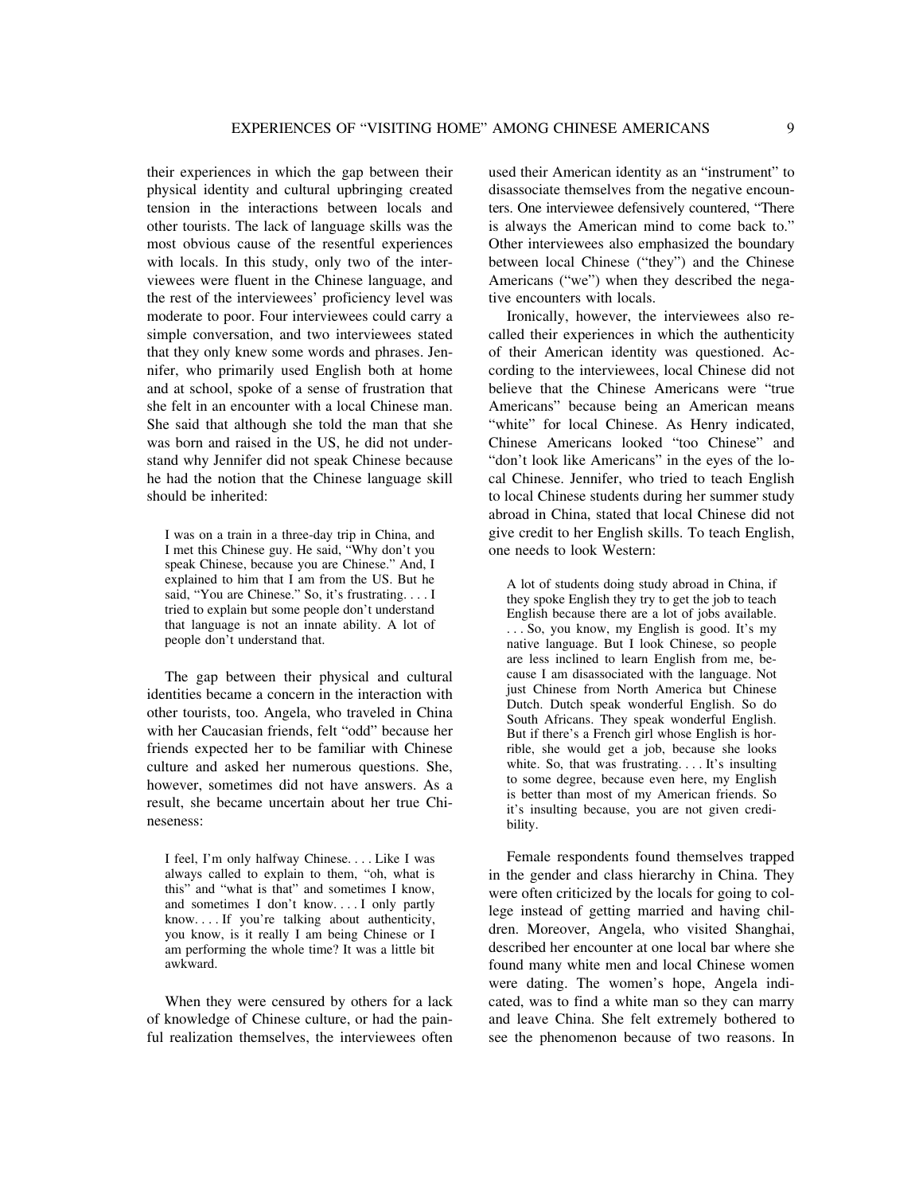their experiences in which the gap between their physical identity and cultural upbringing created tension in the interactions between locals and other tourists. The lack of language skills was the most obvious cause of the resentful experiences with locals. In this study, only two of the interviewees were fluent in the Chinese language, and the rest of the interviewees' proficiency level was moderate to poor. Four interviewees could carry a simple conversation, and two interviewees stated that they only knew some words and phrases. Jennifer, who primarily used English both at home and at school, spoke of a sense of frustration that she felt in an encounter with a local Chinese man. She said that although she told the man that she was born and raised in the US, he did not understand why Jennifer did not speak Chinese because he had the notion that the Chinese language skill should be inherited:

> I was on a train in a three-day trip in China, and I met this Chinese guy. He said, "Why don't you speak Chinese, because you are Chinese." And, I explained to him that I am from the US. But he said, "You are Chinese." So, it's frustrating. . . . I tried to explain but some people don't understand that language is not an innate ability. A lot of people don't understand that.

The gap between their physical and cultural identities became a concern in the interaction with other tourists, too. Angela, who traveled in China with her Caucasian friends, felt "odd" because her friends expected her to be familiar with Chinese culture and asked her numerous questions. She, however, sometimes did not have answers. As a result, she became uncertain about her true Chineseness:

> I feel, I'm only halfway Chinese. . . . Like I was always called to explain to them, "oh, what is this" and "what is that" and sometimes I know, and sometimes I don't know. . . . I only partly know. . . . If you're talking about authenticity, you know, is it really I am being Chinese or I am performing the whole time? It was a little bit awkward.

When they were censured by others for a lack of knowledge of Chinese culture, or had the painful realization themselves, the interviewees often used their American identity as an "instrument" to disassociate themselves from the negative encounters. One interviewee defensively countered, "There is always the American mind to come back to." Other interviewees also emphasized the boundary between local Chinese ("they") and the Chinese Americans ("we") when they described the negative encounters with locals.

Ironically, however, the interviewees also recalled their experiences in which the authenticity of their American identity was questioned. According to the interviewees, local Chinese did not believe that the Chinese Americans were "true Americans" because being an American means "white" for local Chinese. As Henry indicated, Chinese Americans looked "too Chinese" and "don't look like Americans" in the eyes of the local Chinese. Jennifer, who tried to teach English to local Chinese students during her summer study abroad in China, stated that local Chinese did not give credit to her English skills. To teach English, one needs to look Western:

> A lot of students doing study abroad in China, if they spoke English they try to get the job to teach English because there are a lot of jobs available. . . . So, you know, my English is good. It's my native language. But I look Chinese, so people are less inclined to learn English from me, because I am disassociated with the language. Not just Chinese from North America but Chinese Dutch. Dutch speak wonderful English. So do South Africans. They speak wonderful English. But if there's a French girl whose English is horrible, she would get a job, because she looks white. So, that was frustrating. . . . It's insulting to some degree, because even here, my English is better than most of my American friends. So it's insulting because, you are not given credibility.

Female respondents found themselves trapped in the gender and class hierarchy in China. They were often criticized by the locals for going to college instead of getting married and having children. Moreover, Angela, who visited Shanghai, described her encounter at one local bar where she found many white men and local Chinese women were dating. The women's hope, Angela indicated, was to find a white man so they can marry and leave China. She felt extremely bothered to see the phenomenon because of two reasons. In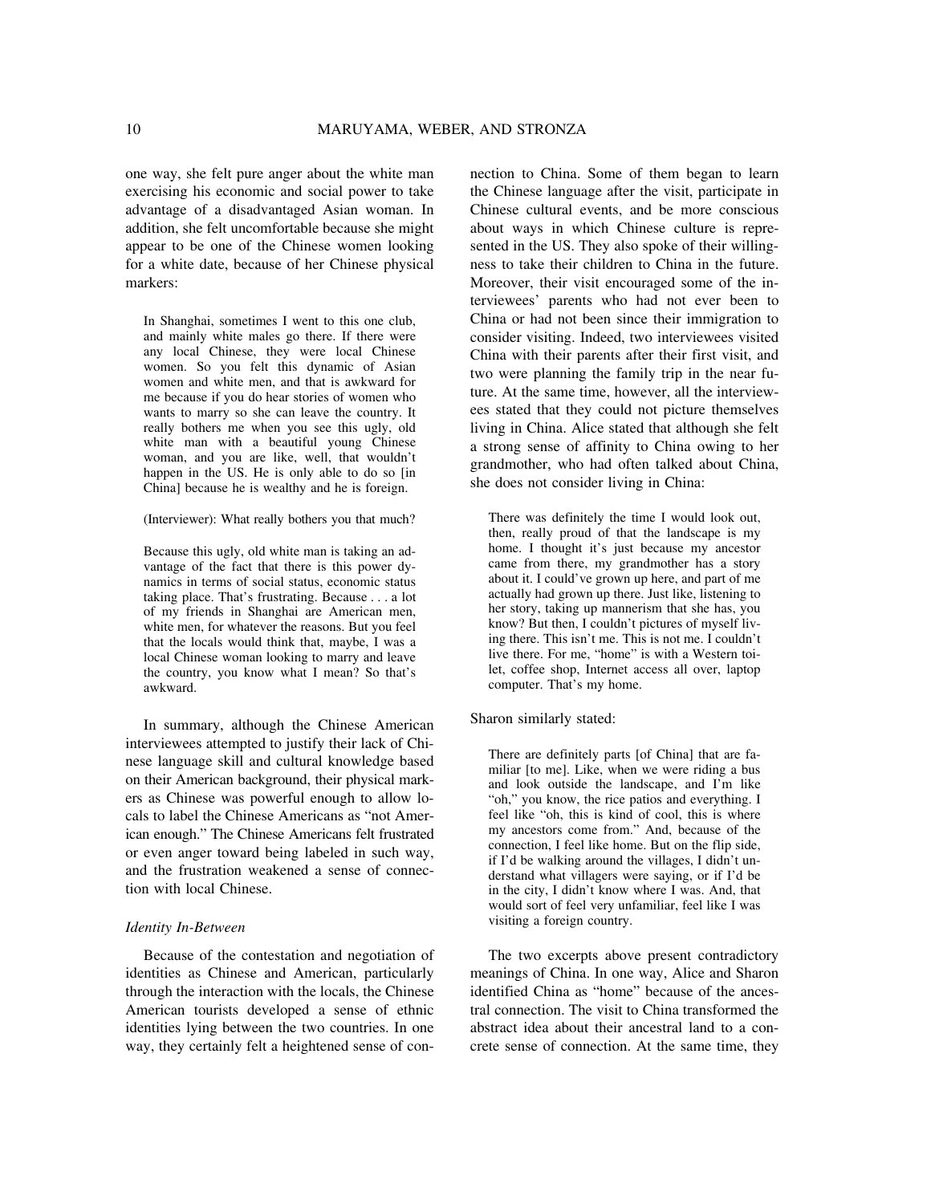one way, she felt pure anger about the white man exercising his economic and social power to take advantage of a disadvantaged Asian woman. In addition, she felt uncomfortable because she might appear to be one of the Chinese women looking for a white date, because of her Chinese physical markers:

> In Shanghai, sometimes I went to this one club, and mainly white males go there. If there were any local Chinese, they were local Chinese women. So you felt this dynamic of Asian women and white men, and that is awkward for me because if you do hear stories of women who wants to marry so she can leave the country. It really bothers me when you see this ugly, old white man with a beautiful young Chinese woman, and you are like, well, that wouldn't happen in the US. He is only able to do so [in China] because he is wealthy and he is foreign.
>
> (Interviewer): What really bothers you that much?
>
> Because this ugly, old white man is taking an advantage of the fact that there is this power dynamics in terms of social status, economic status taking place. That's frustrating. Because . . . a lot of my friends in Shanghai are American men, white men, for whatever the reasons. But you feel that the locals would think that, maybe, I was a local Chinese woman looking to marry and leave the country, you know what I mean? So that's awkward.

In summary, although the Chinese American interviewees attempted to justify their lack of Chinese language skill and cultural knowledge based on their American background, their physical markers as Chinese was powerful enough to allow locals to label the Chinese Americans as "not American enough." The Chinese Americans felt frustrated or even anger toward being labeled in such way, and the frustration weakened a sense of connection with local Chinese.

### *Identity In-Between*

Because of the contestation and negotiation of identities as Chinese and American, particularly through the interaction with the locals, the Chinese American tourists developed a sense of ethnic identities lying between the two countries. In one way, they certainly felt a heightened sense of connection to China. Some of them began to learn the Chinese language after the visit, participate in Chinese cultural events, and be more conscious about ways in which Chinese culture is represented in the US. They also spoke of their willingness to take their children to China in the future. Moreover, their visit encouraged some of the interviewees' parents who had not ever been to China or had not been since their immigration to consider visiting. Indeed, two interviewees visited China with their parents after their first visit, and two were planning the family trip in the near future. At the same time, however, all the interviewees stated that they could not picture themselves living in China. Alice stated that although she felt a strong sense of affinity to China owing to her grandmother, who had often talked about China, she does not consider living in China:

> There was definitely the time I would look out, then, really proud of that the landscape is my home. I thought it's just because my ancestor came from there, my grandmother has a story about it. I could've grown up here, and part of me actually had grown up there. Just like, listening to her story, taking up mannerism that she has, you know? But then, I couldn't pictures of myself living there. This isn't me. This is not me. I couldn't live there. For me, "home" is with a Western toilet, coffee shop, Internet access all over, laptop computer. That's my home.

Sharon similarly stated:

> There are definitely parts [of China] that are familiar [to me]. Like, when we were riding a bus and look outside the landscape, and I'm like "oh," you know, the rice patios and everything. I feel like "oh, this is kind of cool, this is where my ancestors come from." And, because of the connection, I feel like home. But on the flip side, if I'd be walking around the villages, I didn't understand what villagers were saying, or if I'd be in the city, I didn't know where I was. And, that would sort of feel very unfamiliar, feel like I was visiting a foreign country.

The two excerpts above present contradictory meanings of China. In one way, Alice and Sharon identified China as "home" because of the ancestral connection. The visit to China transformed the abstract idea about their ancestral land to a concrete sense of connection. At the same time, they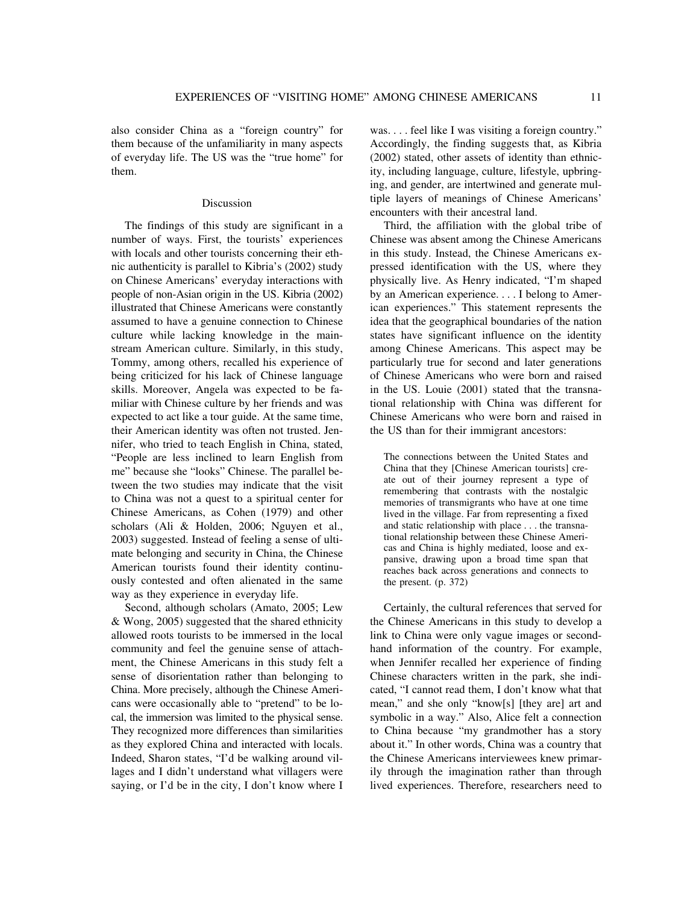also consider China as a "foreign country" for them because of the unfamiliarity in many aspects of everyday life. The US was the "true home" for them.

## Discussion

The findings of this study are significant in a number of ways. First, the tourists' experiences with locals and other tourists concerning their ethnic authenticity is parallel to Kibria's (2002) study on Chinese Americans' everyday interactions with people of non-Asian origin in the US. Kibria (2002) illustrated that Chinese Americans were constantly assumed to have a genuine connection to Chinese culture while lacking knowledge in the mainstream American culture. Similarly, in this study, Tommy, among others, recalled his experience of being criticized for his lack of Chinese language skills. Moreover, Angela was expected to be familiar with Chinese culture by her friends and was expected to act like a tour guide. At the same time, their American identity was often not trusted. Jennifer, who tried to teach English in China, stated, "People are less inclined to learn English from me" because she "looks" Chinese. The parallel between the two studies may indicate that the visit to China was not a quest to a spiritual center for Chinese Americans, as Cohen (1979) and other scholars (Ali & Holden, 2006; Nguyen et al., 2003) suggested. Instead of feeling a sense of ultimate belonging and security in China, the Chinese American tourists found their identity continuously contested and often alienated in the same way as they experience in everyday life.

Second, although scholars (Amato, 2005; Lew & Wong, 2005) suggested that the shared ethnicity allowed roots tourists to be immersed in the local community and feel the genuine sense of attachment, the Chinese Americans in this study felt a sense of disorientation rather than belonging to China. More precisely, although the Chinese Americans were occasionally able to "pretend" to be local, the immersion was limited to the physical sense. They recognized more differences than similarities as they explored China and interacted with locals. Indeed, Sharon states, "I'd be walking around villages and I didn't understand what villagers were saying, or I'd be in the city, I don't know where I was. . . . feel like I was visiting a foreign country." Accordingly, the finding suggests that, as Kibria (2002) stated, other assets of identity than ethnicity, including language, culture, lifestyle, upbringing, and gender, are intertwined and generate multiple layers of meanings of Chinese Americans' encounters with their ancestral land.

Third, the affiliation with the global tribe of Chinese was absent among the Chinese Americans in this study. Instead, the Chinese Americans expressed identification with the US, where they physically live. As Henry indicated, "I'm shaped by an American experience. . . . I belong to American experiences." This statement represents the idea that the geographical boundaries of the nation states have significant influence on the identity among Chinese Americans. This aspect may be particularly true for second and later generations of Chinese Americans who were born and raised in the US. Louie (2001) stated that the transnational relationship with China was different for Chinese Americans who were born and raised in the US than for their immigrant ancestors:

> The connections between the United States and China that they [Chinese American tourists] create out of their journey represent a type of remembering that contrasts with the nostalgic memories of transmigrants who have at one time lived in the village. Far from representing a fixed and static relationship with place . . . the transnational relationship between these Chinese Americas and China is highly mediated, loose and expansive, drawing upon a broad time span that reaches back across generations and connects to the present. (p. 372)

Certainly, the cultural references that served for the Chinese Americans in this study to develop a link to China were only vague images or secondhand information of the country. For example, when Jennifer recalled her experience of finding Chinese characters written in the park, she indicated, "I cannot read them, I don't know what that mean," and she only "know[s] [they are] art and symbolic in a way." Also, Alice felt a connection to China because "my grandmother has a story about it." In other words, China was a country that the Chinese Americans interviewees knew primarily through the imagination rather than through lived experiences. Therefore, researchers need to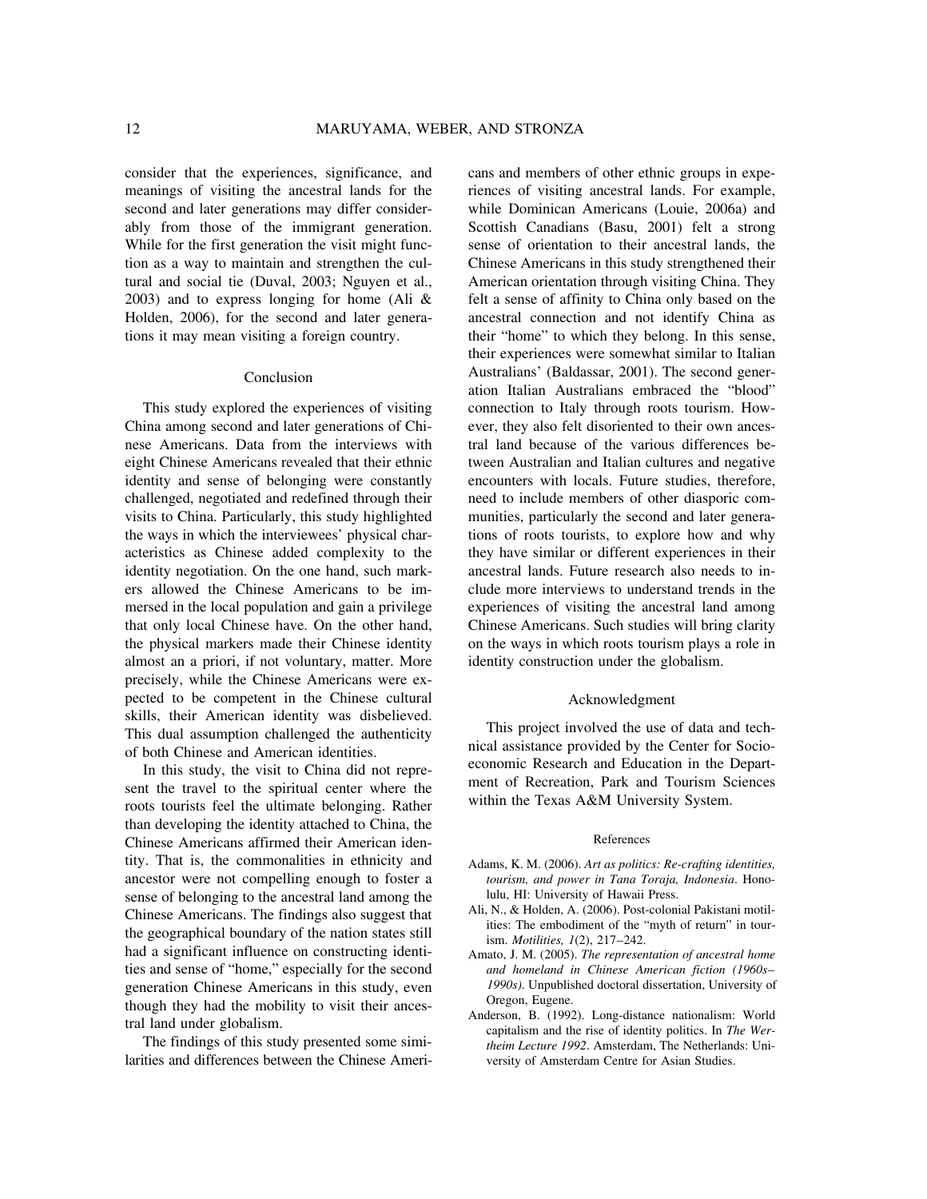consider that the experiences, significance, and meanings of visiting the ancestral lands for the second and later generations may differ considerably from those of the immigrant generation. While for the first generation the visit might function as a way to maintain and strengthen the cultural and social tie (Duval, 2003; Nguyen et al., 2003) and to express longing for home (Ali & Holden, 2006), for the second and later generations it may mean visiting a foreign country.

## Conclusion

This study explored the experiences of visiting China among second and later generations of Chinese Americans. Data from the interviews with eight Chinese Americans revealed that their ethnic identity and sense of belonging were constantly challenged, negotiated and redefined through their visits to China. Particularly, this study highlighted the ways in which the interviewees' physical characteristics as Chinese added complexity to the identity negotiation. On the one hand, such markers allowed the Chinese Americans to be immersed in the local population and gain a privilege that only local Chinese have. On the other hand, the physical markers made their Chinese identity almost an a priori, if not voluntary, matter. More precisely, while the Chinese Americans were expected to be competent in the Chinese cultural skills, their American identity was disbelieved. This dual assumption challenged the authenticity of both Chinese and American identities.

In this study, the visit to China did not represent the travel to the spiritual center where the roots tourists feel the ultimate belonging. Rather than developing the identity attached to China, the Chinese Americans affirmed their American identity. That is, the commonalities in ethnicity and ancestor were not compelling enough to foster a sense of belonging to the ancestral land among the Chinese Americans. The findings also suggest that the geographical boundary of the nation states still had a significant influence on constructing identities and sense of "home," especially for the second generation Chinese Americans in this study, even though they had the mobility to visit their ancestral land under globalism.

The findings of this study presented some similarities and differences between the Chinese Americans and members of other ethnic groups in experiences of visiting ancestral lands. For example, while Dominican Americans (Louie, 2006a) and Scottish Canadians (Basu, 2001) felt a strong sense of orientation to their ancestral lands, the Chinese Americans in this study strengthened their American orientation through visiting China. They felt a sense of affinity to China only based on the ancestral connection and not identify China as their "home" to which they belong. In this sense, their experiences were somewhat similar to Italian Australians' (Baldassar, 2001). The second generation Italian Australians embraced the "blood" connection to Italy through roots tourism. However, they also felt disoriented to their own ancestral land because of the various differences between Australian and Italian cultures and negative encounters with locals. Future studies, therefore, need to include members of other diasporic communities, particularly the second and later generations of roots tourists, to explore how and why they have similar or different experiences in their ancestral lands. Future research also needs to include more interviews to understand trends in the experiences of visiting the ancestral land among Chinese Americans. Such studies will bring clarity on the ways in which roots tourism plays a role in identity construction under the globalism.

## Acknowledgment

This project involved the use of data and technical assistance provided by the Center for Socioeconomic Research and Education in the Department of Recreation, Park and Tourism Sciences within the Texas A&M University System.

## References

Adams, K. M. (2006). *Art as politics: Re-crafting identities, tourism, and power in Tana Toraja, Indonesia*. Honolulu, HI: University of Hawaii Press.

Ali, N., & Holden, A. (2006). Post-colonial Pakistani motilities: The embodiment of the "myth of return" in tourism. *Motilities, 1*(2), 217–242.

Amato, J. M. (2005). *The representation of ancestral home and homeland in Chinese American fiction (1960s–1990s)*. Unpublished doctoral dissertation, University of Oregon, Eugene.

Anderson, B. (1992). Long-distance nationalism: World capitalism and the rise of identity politics. In *The Wertheim Lecture 1992*. Amsterdam, The Netherlands: University of Amsterdam Centre for Asian Studies.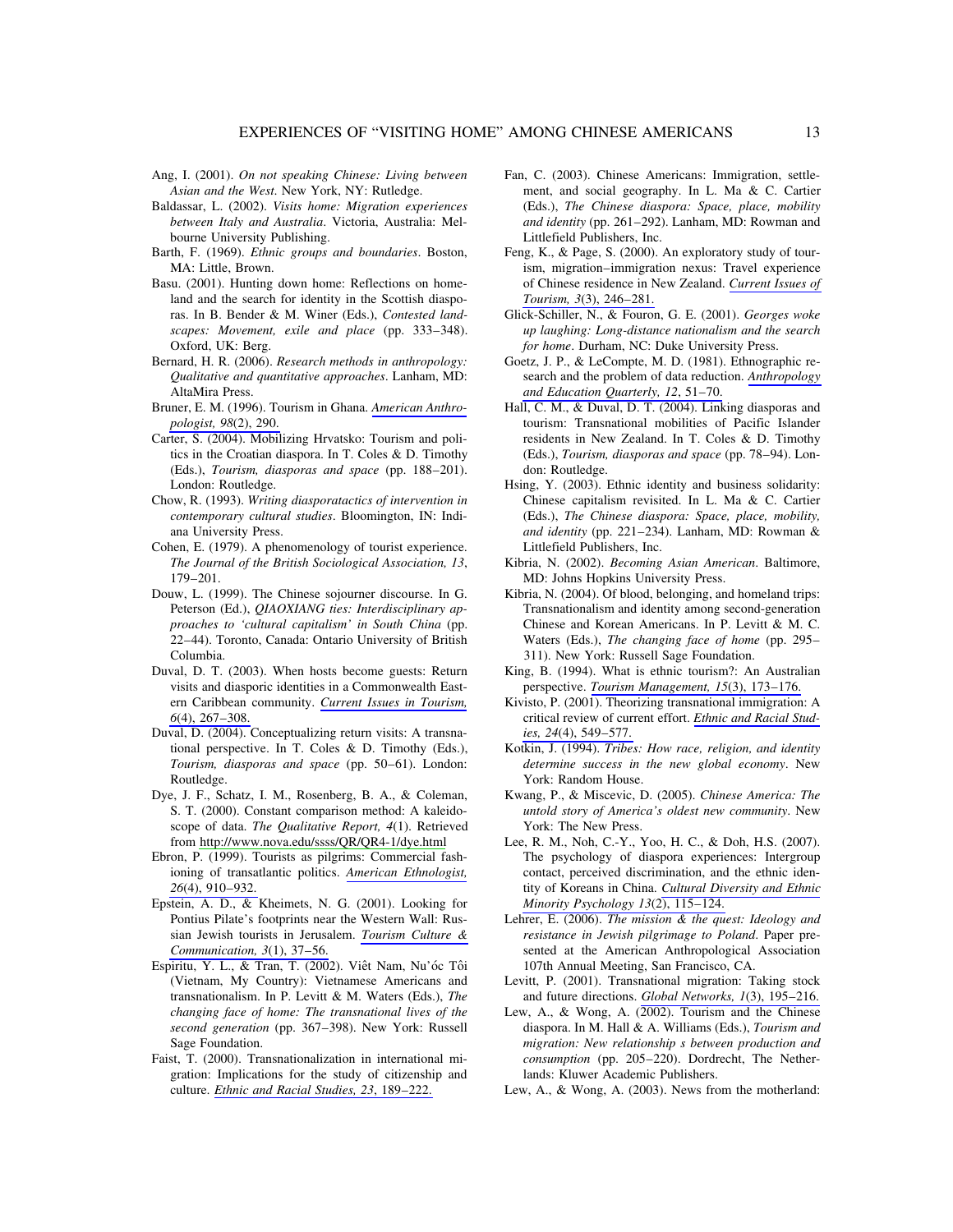Ang, I. (2001). *On not speaking Chinese: Living between Asian and the West*. New York, NY: Rutledge.

Baldassar, L. (2002). *Visits home: Migration experiences between Italy and Australia*. Victoria, Australia: Melbourne University Publishing.

Barth, F. (1969). *Ethnic groups and boundaries*. Boston, MA: Little, Brown.

Basu. (2001). Hunting down home: Reflections on homeland and the search for identity in the Scottish diasporas. In B. Bender & M. Winer (Eds.), *Contested landscapes: Movement, exile and place* (pp. 333–348). Oxford, UK: Berg.

Bernard, H. R. (2006). *Research methods in anthropology: Qualitative and quantitative approaches*. Lanham, MD: AltaMira Press.

Bruner, E. M. (1996). Tourism in Ghana. *American Anthropologist, 98*(2), 290.

Carter, S. (2004). Mobilizing Hrvatsko: Tourism and politics in the Croatian diaspora. In T. Coles & D. Timothy (Eds.), *Tourism, diasporas and space* (pp. 188–201). London: Routledge.

Chow, R. (1993). *Writing diasporatactics of intervention in contemporary cultural studies*. Bloomington, IN: Indiana University Press.

Cohen, E. (1979). A phenomenology of tourist experience. *The Journal of the British Sociological Association, 13*, 179–201.

Douw, L. (1999). The Chinese sojourner discourse. In G. Peterson (Ed.), *QIAOXIANG ties: Interdisciplinary approaches to 'cultural capitalism' in South China* (pp. 22–44). Toronto, Canada: Ontario University of British Columbia.

Duval, D. T. (2003). When hosts become guests: Return visits and diasporic identities in a Commonwealth Eastern Caribbean community. *Current Issues in Tourism, 6*(4), 267–308.

Duval, D. (2004). Conceptualizing return visits: A transnational perspective. In T. Coles & D. Timothy (Eds.), *Tourism, diasporas and space* (pp. 50–61). London: Routledge.

Dye, J. F., Schatz, I. M., Rosenberg, B. A., & Coleman, S. T. (2000). Constant comparison method: A kaleidoscope of data. *The Qualitative Report, 4*(1). Retrieved from http://www.nova.edu/ssss/QR/QR4-1/dye.html

Ebron, P. (1999). Tourists as pilgrims: Commercial fashioning of transatlantic politics. *American Ethnologist, 26*(4), 910–932.

Epstein, A. D., & Kheimets, N. G. (2001). Looking for Pontius Pilate's footprints near the Western Wall: Russian Jewish tourists in Jerusalem. *Tourism Culture & Communication, 3*(1), 37–56.

Espiritu, Y. L., & Tran, T. (2002). Viêt Nam, Nu'óc Tôi (Vietnam, My Country): Vietnamese Americans and transnationalism. In P. Levitt & M. Waters (Eds.), *The changing face of home: The transnational lives of the second generation* (pp. 367–398). New York: Russell Sage Foundation.

Faist, T. (2000). Transnationalization in international migration: Implications for the study of citizenship and culture. *Ethnic and Racial Studies, 23*, 189–222.

Fan, C. (2003). Chinese Americans: Immigration, settlement, and social geography. In L. Ma & C. Cartier (Eds.), *The Chinese diaspora: Space, place, mobility and identity* (pp. 261–292). Lanham, MD: Rowman and Littlefield Publishers, Inc.

Feng, K., & Page, S. (2000). An exploratory study of tourism, migration–immigration nexus: Travel experience of Chinese residence in New Zealand. *Current Issues of Tourism, 3*(3), 246–281.

Glick-Schiller, N., & Fouron, G. E. (2001). *Georges woke up laughing: Long-distance nationalism and the search for home*. Durham, NC: Duke University Press.

Goetz, J. P., & LeCompte, M. D. (1981). Ethnographic research and the problem of data reduction. *Anthropology and Education Quarterly, 12*, 51–70.

Hall, C. M., & Duval, D. T. (2004). Linking diasporas and tourism: Transnational mobilities of Pacific Islander residents in New Zealand. In T. Coles & D. Timothy (Eds.), *Tourism, diasporas and space* (pp. 78–94). London: Routledge.

Hsing, Y. (2003). Ethnic identity and business solidarity: Chinese capitalism revisited. In L. Ma & C. Cartier (Eds.), *The Chinese diaspora: Space, place, mobility, and identity* (pp. 221–234). Lanham, MD: Rowman & Littlefield Publishers, Inc.

Kibria, N. (2002). *Becoming Asian American*. Baltimore, MD: Johns Hopkins University Press.

Kibria, N. (2004). Of blood, belonging, and homeland trips: Transnationalism and identity among second-generation Chinese and Korean Americans. In P. Levitt & M. C. Waters (Eds.), *The changing face of home* (pp. 295–311). New York: Russell Sage Foundation.

King, B. (1994). What is ethnic tourism?: An Australian perspective. *Tourism Management, 15*(3), 173–176.

Kivisto, P. (2001). Theorizing transnational immigration: A critical review of current effort. *Ethnic and Racial Studies, 24*(4), 549–577.

Kotkin, J. (1994). *Tribes: How race, religion, and identity determine success in the new global economy*. New York: Random House.

Kwang, P., & Miscevic, D. (2005). *Chinese America: The untold story of America's oldest new community*. New York: The New Press.

Lee, R. M., Noh, C.-Y., Yoo, H. C., & Doh, H.S. (2007). The psychology of diaspora experiences: Intergroup contact, perceived discrimination, and the ethnic identity of Koreans in China. *Cultural Diversity and Ethnic Minority Psychology 13*(2), 115–124.

Lehrer, E. (2006). *The mission & the quest: Ideology and resistance in Jewish pilgrimage to Poland*. Paper presented at the American Anthropological Association 107th Annual Meeting, San Francisco, CA.

Levitt, P. (2001). Transnational migration: Taking stock and future directions. *Global Networks, 1*(3), 195–216.

Lew, A., & Wong, A. (2002). Tourism and the Chinese diaspora. In M. Hall & A. Williams (Eds.), *Tourism and migration: New relationship s between production and consumption* (pp. 205–220). Dordrecht, The Netherlands: Kluwer Academic Publishers.

Lew, A., & Wong, A. (2003). News from the motherland: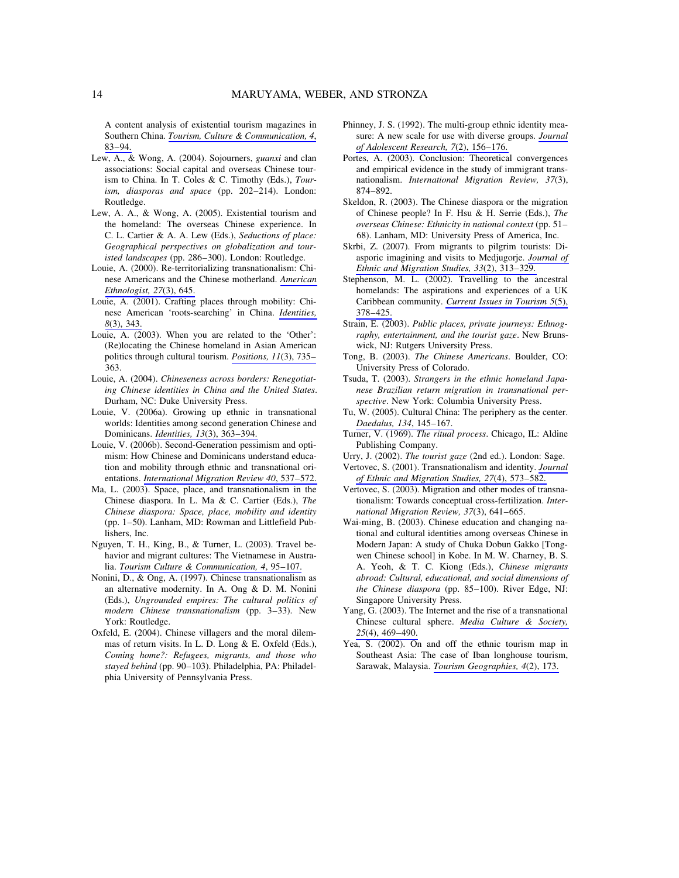A content analysis of existential tourism magazines in Southern China. *Tourism, Culture & Communication, 4*, 83–94.

Lew, A., & Wong, A. (2004). Sojourners, *guanxi* and clan associations: Social capital and overseas Chinese tourism to China. In T. Coles & C. Timothy (Eds.), *Tourism, diasporas and space* (pp. 202–214). London: Routledge.

Lew, A. A., & Wong, A. (2005). Existential tourism and the homeland: The overseas Chinese experience. In C. L. Cartier & A. A. Lew (Eds.), *Seductions of place: Geographical perspectives on globalization and touristed landscapes* (pp. 286–300). London: Routledge.

Louie, A. (2000). Re-territorializing transnationalism: Chinese Americans and the Chinese motherland. *American Ethnologist, 27*(3), 645.

Louie, A. (2001). Crafting places through mobility: Chinese American 'roots-searching' in China. *Identities, 8*(3), 343.

Louie, A. (2003). When you are related to the 'Other': (Re)locating the Chinese homeland in Asian American politics through cultural tourism. *Positions, 11*(3), 735–363.

Louie, A. (2004). *Chineseness across borders: Renegotiating Chinese identities in China and the United States*. Durham, NC: Duke University Press.

Louie, V. (2006a). Growing up ethnic in transnational worlds: Identities among second generation Chinese and Dominicans. *Identities, 13*(3), 363–394.

Louie, V. (2006b). Second-Generation pessimism and optimism: How Chinese and Dominicans understand education and mobility through ethnic and transnational orientations. *International Migration Review 40*, 537–572.

Ma, L. (2003). Space, place, and transnationalism in the Chinese diaspora. In L. Ma & C. Cartier (Eds.), *The Chinese diaspora: Space, place, mobility and identity* (pp. 1–50). Lanham, MD: Rowman and Littlefield Publishers, Inc.

Nguyen, T. H., King, B., & Turner, L. (2003). Travel behavior and migrant cultures: The Vietnamese in Australia. *Tourism Culture & Communication, 4*, 95–107.

Nonini, D., & Ong, A. (1997). Chinese transnationalism as an alternative modernity. In A. Ong & D. M. Nonini (Eds.), *Ungrounded empires: The cultural politics of modern Chinese transnationalism* (pp. 3–33). New York: Routledge.

Oxfeld, E. (2004). Chinese villagers and the moral dilemmas of return visits. In L. D. Long & E. Oxfeld (Eds.), *Coming home?: Refugees, migrants, and those who stayed behind* (pp. 90–103). Philadelphia, PA: Philadelphia University of Pennsylvania Press.

Phinney, J. S. (1992). The multi-group ethnic identity measure: A new scale for use with diverse groups. *Journal of Adolescent Research, 7*(2), 156–176.

Portes, A. (2003). Conclusion: Theoretical convergences and empirical evidence in the study of immigrant transnationalism. *International Migration Review, 37*(3), 874–892.

Skeldon, R. (2003). The Chinese diaspora or the migration of Chinese people? In F. Hsu & H. Serrie (Eds.), *The overseas Chinese: Ethnicity in national context* (pp. 51–68). Lanham, MD: University Press of America, Inc.

Skrbi, Z. (2007). From migrants to pilgrim tourists: Diasporic imagining and visits to Medjugorje. *Journal of Ethnic and Migration Studies, 33*(2), 313–329.

Stephenson, M. L. (2002). Travelling to the ancestral homelands: The aspirations and experiences of a UK Caribbean community. *Current Issues in Tourism 5*(5), 378–425.

Strain, E. (2003). *Public places, private journeys: Ethnography, entertainment, and the tourist gaze*. New Brunswick, NJ: Rutgers University Press.

Tong, B. (2003). *The Chinese Americans*. Boulder, CO: University Press of Colorado.

Tsuda, T. (2003). *Strangers in the ethnic homeland Japanese Brazilian return migration in transnational perspective*. New York: Columbia University Press.

Tu, W. (2005). Cultural China: The periphery as the center. *Daedalus, 134*, 145–167.

Turner, V. (1969). *The ritual process*. Chicago, IL: Aldine Publishing Company.

Urry, J. (2002). *The tourist gaze* (2nd ed.). London: Sage.

Vertovec, S. (2001). Transnationalism and identity. *Journal of Ethnic and Migration Studies, 27*(4), 573–582.

Vertovec, S. (2003). Migration and other modes of transnationalism: Towards conceptual cross-fertilization. *International Migration Review, 37*(3), 641–665.

Wai-ming, B. (2003). Chinese education and changing national and cultural identities among overseas Chinese in Modern Japan: A study of Chuka Dobun Gakko [Tongwen Chinese school] in Kobe. In M. W. Charney, B. S. A. Yeoh, & T. C. Kiong (Eds.), *Chinese migrants abroad: Cultural, educational, and social dimensions of the Chinese diaspora* (pp. 85–100). River Edge, NJ: Singapore University Press.

Yang, G. (2003). The Internet and the rise of a transnational Chinese cultural sphere. *Media Culture & Society, 25*(4), 469–490.

Yea, S. (2002). On and off the ethnic tourism map in Southeast Asia: The case of Iban longhouse tourism, Sarawak, Malaysia. *Tourism Geographies, 4*(2), 173.